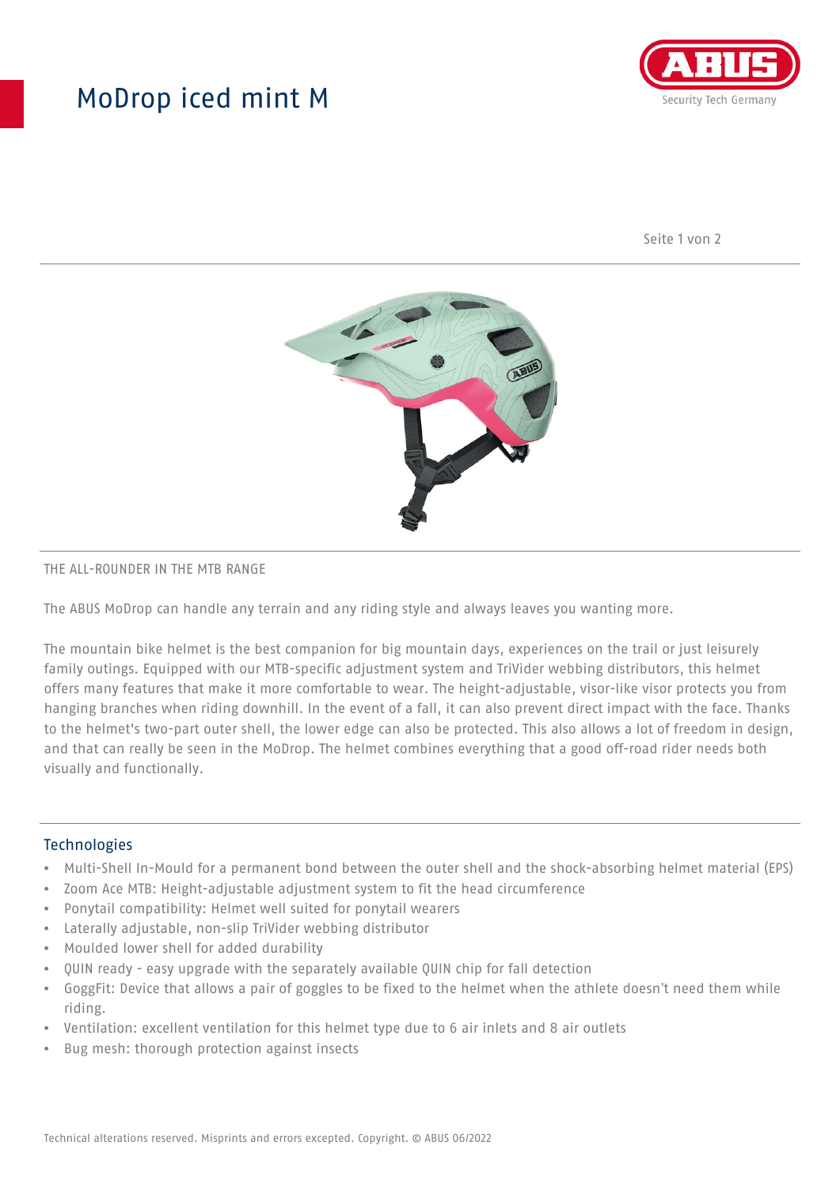# ModDrop iced mint M

THE ALL-ROUNDER IN THE MTB RANGE

The ABUS MoDrop can handle any terrain and any riding style and always leaves you wanting more.

The mountain bike helmet is the best companion for big mountain days, experiences on the trail or just leisurely family outings. Equipped with our MTB-specific adjustment system and TriVider webbing distributors, this helmet offers many features that make it more comfortable to wear. The height-adjustable, visor-like visor protects you from hanging branches when riding downhill. In the event of a fall, it can also prevent direct impact with the face. Thanks to the helmet's two-part outer shell, the lower edge can also be protected. This also allows a lot of freedom in design, and that can really be seen in the MoDrop. The helmet combines everything that a good off-road rider needs both visually and functionally.

## Technologies

- Multi-Shell In-Mould for a permanent bond between the outer shell and the shock-absorbing helmet material (EPS)
- Zoom Ace MTB: Height-adjustable adjustment system to fit the head circumference
- Ponytail compatibility: Helmet well suited for ponytail wearers
- Laterally adjustable, non-slip TriVider webbing distributor
- Moulded lower shell for added durability
- QUIN ready - easy upgrade with the separately available QUIN chip for fall detection
- GoggFit: Device that allows a pair of goggles to be fixed to the helmet when the athlete doesn't need them while riding.
- Ventilation: excellent ventilation for this helmet type due to 6 air inlets and 8 air outlets
- Bug mesh: thorough protection against insects

Technical alterations reserved. Misprints and errors excepted. Copyright. © ABUS 06/2022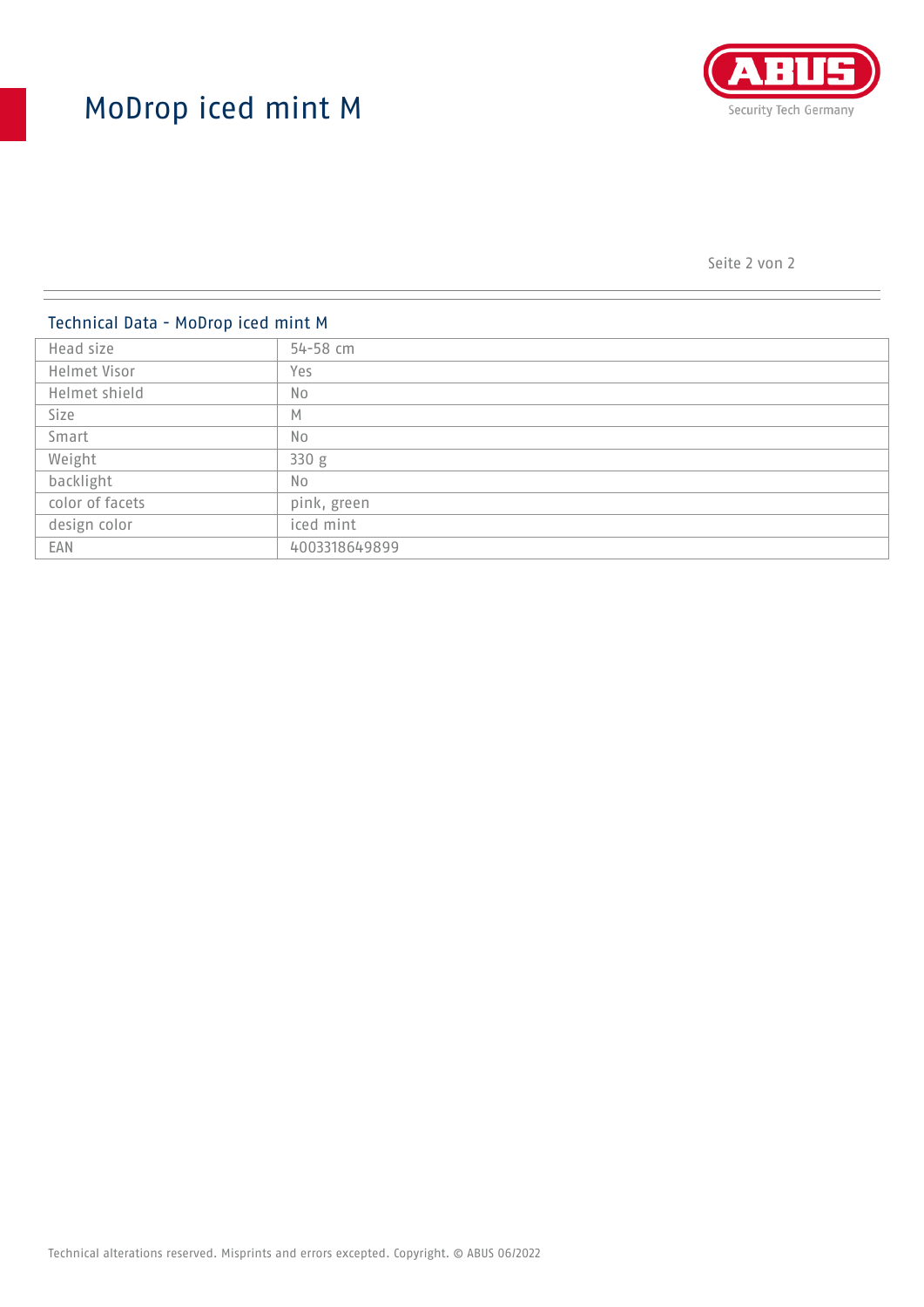# MoDrop iced mint M

## Technical Data - MoDrop iced mint M

| | |
|---|---|
| Head size | 54-58 cm |
| Helmet Visor | Yes |
| Helmet shield | No |
| Size | M |
| Smart | No |
| Weight | 330 g |
| backlight | No |
| color of facets | pink, green |
| design color | iced mint |
| EAN | 4003318649899 |

Technical alterations reserved. Misprints and errors excepted. Copyright. © ABUS 06/2022